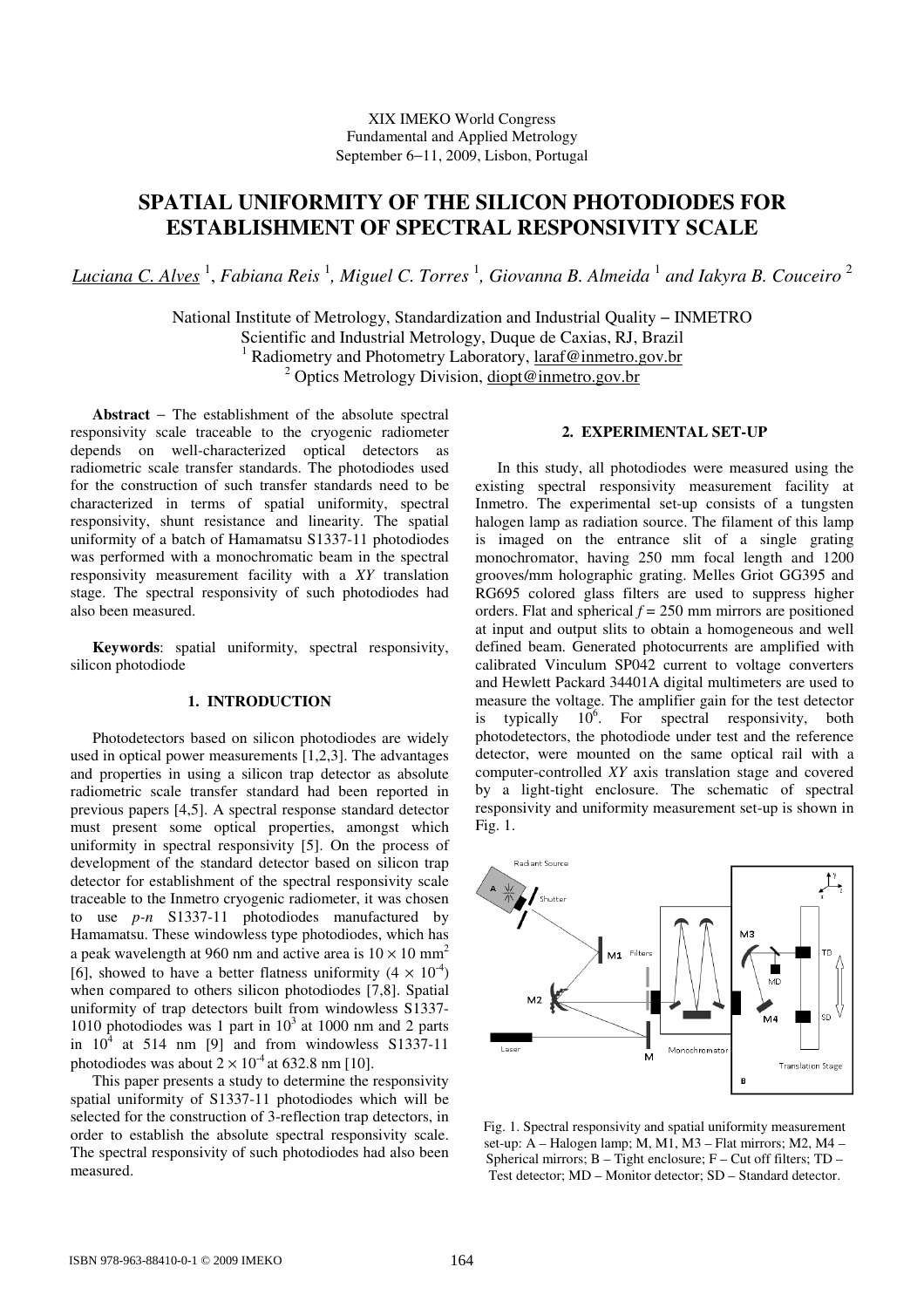XIX IMEKO World Congress
Fundamental and Applied Metrology
September 6−11, 2009, Lisbon, Portugal

# SPATIAL UNIFORMITY OF THE SILICON PHOTODIODES FOR ESTABLISHMENT OF SPECTRAL RESPONSIVITY SCALE

*Luciana C. Alves* [1], *Fabiana Reis* [1], *Miguel C. Torres* [1], *Giovanna B. Almeida* [1] *and Iakyra B. Couceiro* [2]

National Institute of Metrology, Standardization and Industrial Quality − INMETRO
Scientific and Industrial Metrology, Duque de Caxias, RJ, Brazil
[1] Radiometry and Photometry Laboratory, laraf@inmetro.gov.br
[2] Optics Metrology Division, diopt@inmetro.gov.br

**Abstract** − The establishment of the absolute spectral responsivity scale traceable to the cryogenic radiometer depends on well-characterized optical detectors as radiometric scale transfer standards. The photodiodes used for the construction of such transfer standards need to be characterized in terms of spatial uniformity, spectral responsivity, shunt resistance and linearity. The spatial uniformity of a batch of Hamamatsu S1337-11 photodiodes was performed with a monochromatic beam in the spectral responsivity measurement facility with a *XY* translation stage. The spectral responsivity of such photodiodes had also been measured.

**Keywords**: spatial uniformity, spectral responsivity, silicon photodiode

## 1. INTRODUCTION

Photodetectors based on silicon photodiodes are widely used in optical power measurements [1,2,3]. The advantages and properties in using a silicon trap detector as absolute radiometric scale transfer standard had been reported in previous papers [4,5]. A spectral response standard detector must present some optical properties, amongst which uniformity in spectral responsivity [5]. On the process of development of the standard detector based on silicon trap detector for establishment of the spectral responsivity scale traceable to the Inmetro cryogenic radiometer, it was chosen to use *p-n* S1337-11 photodiodes manufactured by Hamamatsu. These windowless type photodiodes, which has a peak wavelength at 960 nm and active area is $10 \times 10$ mm$^2$ [6], showed to have a better flatness uniformity ($4 \times 10^{-4}$) when compared to others silicon photodiodes [7,8]. Spatial uniformity of trap detectors built from windowless S1337-1010 photodiodes was 1 part in $10^3$ at 1000 nm and 2 parts in $10^4$ at 514 nm [9] and from windowless S1337-11 photodiodes was about $2 \times 10^{-4}$ at 632.8 nm [10].

This paper presents a study to determine the responsivity spatial uniformity of S1337-11 photodiodes which will be selected for the construction of 3-reflection trap detectors, in order to establish the absolute spectral responsivity scale. The spectral responsivity of such photodiodes had also been measured.

## 2. EXPERIMENTAL SET-UP

In this study, all photodiodes were measured using the existing spectral responsivity measurement facility at Inmetro. The experimental set-up consists of a tungsten halogen lamp as radiation source. The filament of this lamp is imaged on the entrance slit of a single grating monochromator, having 250 mm focal length and 1200 grooves/mm holographic grating. Melles Griot GG395 and RG695 colored glass filters are used to suppress higher orders. Flat and spherical $f = 250$ mm mirrors are positioned at input and output slits to obtain a homogeneous and well defined beam. Generated photocurrents are amplified with calibrated Vinculum SP042 current to voltage converters and Hewlett Packard 34401A digital multimeters are used to measure the voltage. The amplifier gain for the test detector is typically $10^6$. For spectral responsivity, both photodetectors, the photodiode under test and the reference detector, were mounted on the same optical rail with a computer-controlled *XY* axis translation stage and covered by a light-tight enclosure. The schematic of spectral responsivity and uniformity measurement set-up is shown in Fig. 1.

Fig. 1. Spectral responsivity and spatial uniformity measurement set-up: A – Halogen lamp; M, M1, M3 – Flat mirrors; M2, M4 – Spherical mirrors; B – Tight enclosure; F – Cut off filters; TD – Test detector; MD – Monitor detector; SD – Standard detector.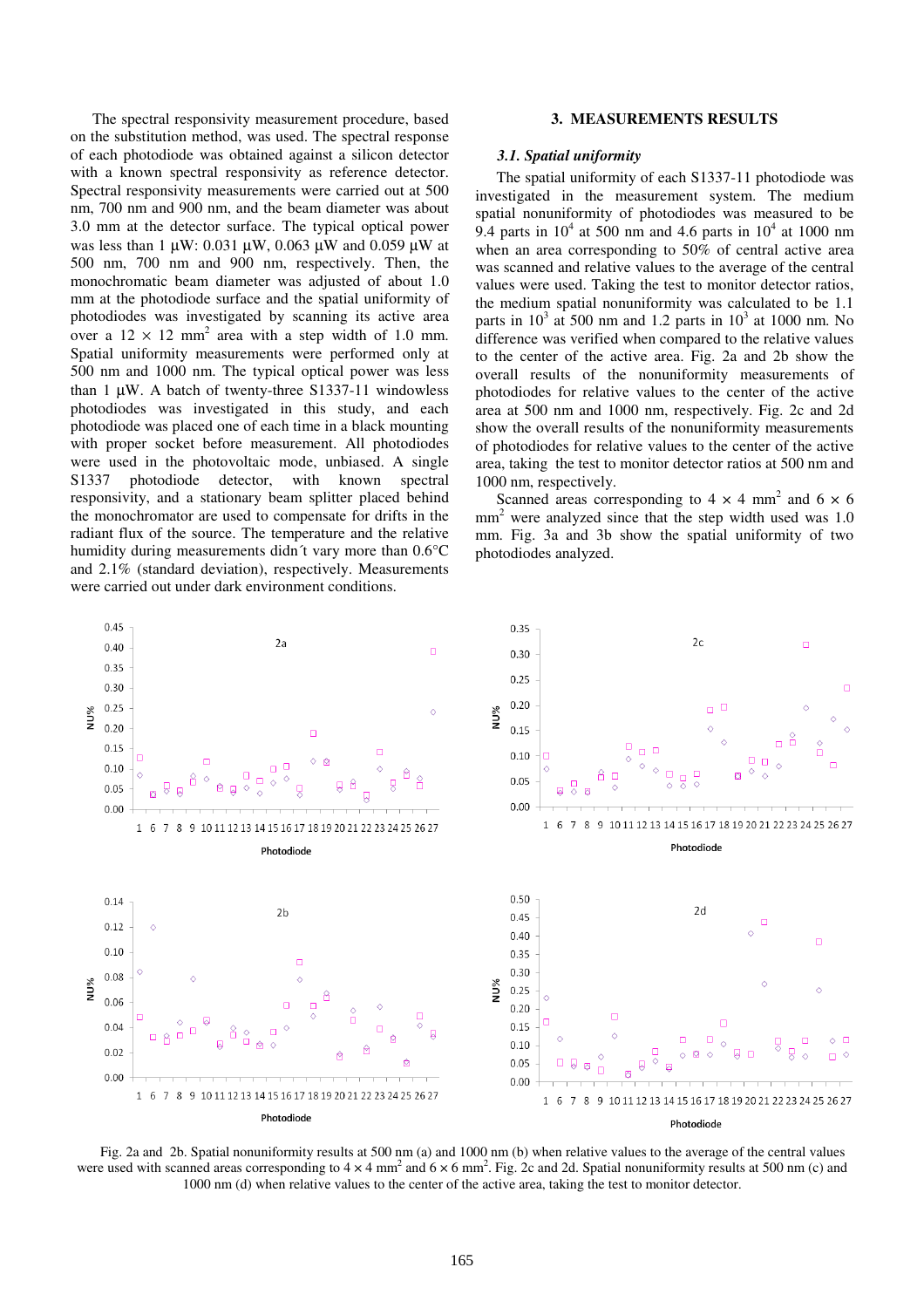The spectral responsivity measurement procedure, based on the substitution method, was used. The spectral response of each photodiode was obtained against a silicon detector with a known spectral responsivity as reference detector. Spectral responsivity measurements were carried out at 500 nm, 700 nm and 900 nm, and the beam diameter was about 3.0 mm at the detector surface. The typical optical power was less than 1 μW: 0.031 μW, 0.063 μW and 0.059 μW at 500 nm, 700 nm and 900 nm, respectively. Then, the monochromatic beam diameter was adjusted of about 1.0 mm at the photodiode surface and the spatial uniformity of photodiodes was investigated by scanning its active area over a 12 × 12 mm$^2$ area with a step width of 1.0 mm. Spatial uniformity measurements were performed only at 500 nm and 1000 nm. The typical optical power was less than 1 μW. A batch of twenty-three S1337-11 windowless photodiodes was investigated in this study, and each photodiode was placed one of each time in a black mounting with proper socket before measurement. All photodiodes were used in the photovoltaic mode, unbiased. A single S1337 photodiode detector, with known spectral responsivity, and a stationary beam splitter placed behind the monochromator are used to compensate for drifts in the radiant flux of the source. The temperature and the relative humidity during measurements didn´t vary more than 0.6°C and 2.1% (standard deviation), respectively. Measurements were carried out under dark environment conditions.

## 3. MEASUREMENTS RESULTS

### *3.1. Spatial uniformity*

The spatial uniformity of each S1337-11 photodiode was investigated in the measurement system. The medium spatial nonuniformity of photodiodes was measured to be 9.4 parts in 10$^4$ at 500 nm and 4.6 parts in 10$^4$ at 1000 nm when an area corresponding to 50% of central active area was scanned and relative values to the average of the central values were used. Taking the test to monitor detector ratios, the medium spatial nonuniformity was calculated to be 1.1 parts in 10$^3$ at 500 nm and 1.2 parts in 10$^3$ at 1000 nm. No difference was verified when compared to the relative values to the center of the active area. Fig. 2a and 2b show the overall results of the nonuniformity measurements of photodiodes for relative values to the center of the active area at 500 nm and 1000 nm, respectively. Fig. 2c and 2d show the overall results of the nonuniformity measurements of photodiodes for relative values to the center of the active area, taking the test to monitor detector ratios at 500 nm and 1000 nm, respectively.

Scanned areas corresponding to 4 × 4 mm$^2$ and 6 × 6 mm$^2$ were analyzed since that the step width used was 1.0 mm. Fig. 3a and 3b show the spatial uniformity of two photodiodes analyzed.

Fig. 2a and 2b. Spatial nonuniformity results at 500 nm (a) and 1000 nm (b) when relative values to the average of the central values were used with scanned areas corresponding to 4 × 4 mm$^2$ and 6 × 6 mm$^2$. Fig. 2c and 2d. Spatial nonuniformity results at 500 nm (c) and 1000 nm (d) when relative values to the center of the active area, taking the test to monitor detector.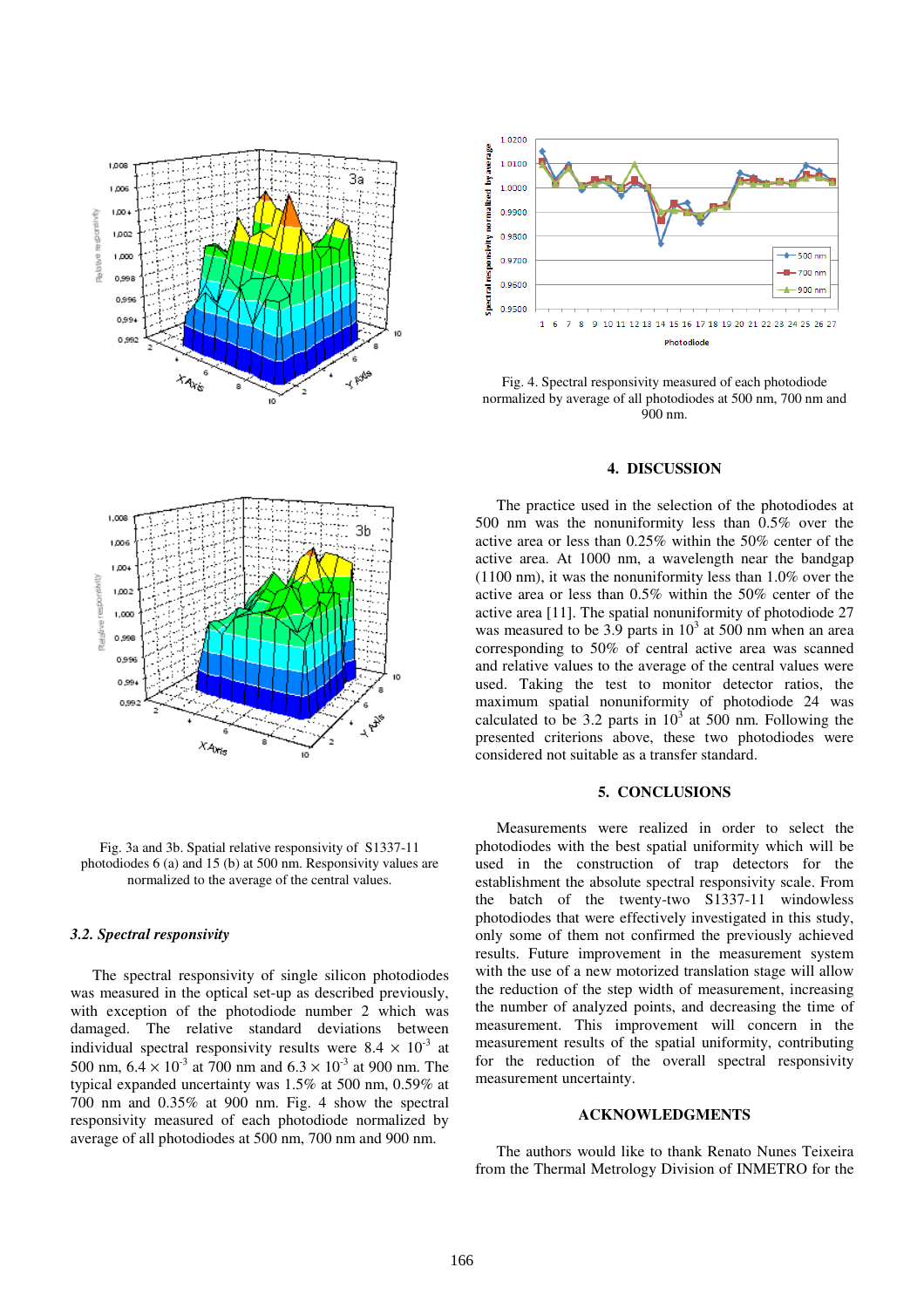Fig. 3a and 3b. Spatial relative responsivity of S1337-11 photodiodes 6 (a) and 15 (b) at 500 nm. Responsivity values are normalized to the average of the central values.

### 3.2. Spectral responsivity

The spectral responsivity of single silicon photodiodes was measured in the optical set-up as described previously, with exception of the photodiode number 2 which was damaged. The relative standard deviations between individual spectral responsivity results were $8.4 \times 10^{-3}$ at 500 nm, $6.4 \times 10^{-3}$ at 700 nm and $6.3 \times 10^{-3}$ at 900 nm. The typical expanded uncertainty was 1.5% at 500 nm, 0.59% at 700 nm and 0.35% at 900 nm. Fig. 4 show the spectral responsivity measured of each photodiode normalized by average of all photodiodes at 500 nm, 700 nm and 900 nm.

Fig. 4. Spectral responsivity measured of each photodiode normalized by average of all photodiodes at 500 nm, 700 nm and 900 nm.

## 4. DISCUSSION

The practice used in the selection of the photodiodes at 500 nm was the nonuniformity less than 0.5% over the active area or less than 0.25% within the 50% center of the active area. At 1000 nm, a wavelength near the bandgap (1100 nm), it was the nonuniformity less than 1.0% over the active area or less than 0.5% within the 50% center of the active area [11]. The spatial nonuniformity of photodiode 27 was measured to be 3.9 parts in $10^3$ at 500 nm when an area corresponding to 50% of central active area was scanned and relative values to the average of the central values were used. Taking the test to monitor detector ratios, the maximum spatial nonuniformity of photodiode 24 was calculated to be 3.2 parts in $10^3$ at 500 nm. Following the presented criterions above, these two photodiodes were considered not suitable as a transfer standard.

## 5. CONCLUSIONS

Measurements were realized in order to select the photodiodes with the best spatial uniformity which will be used in the construction of trap detectors for the establishment the absolute spectral responsivity scale. From the batch of the twenty-two S1337-11 windowless photodiodes that were effectively investigated in this study, only some of them not confirmed the previously achieved results. Future improvement in the measurement system with the use of a new motorized translation stage will allow the reduction of the step width of measurement, increasing the number of analyzed points, and decreasing the time of measurement. This improvement will concern in the measurement results of the spatial uniformity, contributing for the reduction of the overall spectral responsivity measurement uncertainty.

## ACKNOWLEDGMENTS

The authors would like to thank Renato Nunes Teixeira from the Thermal Metrology Division of INMETRO for the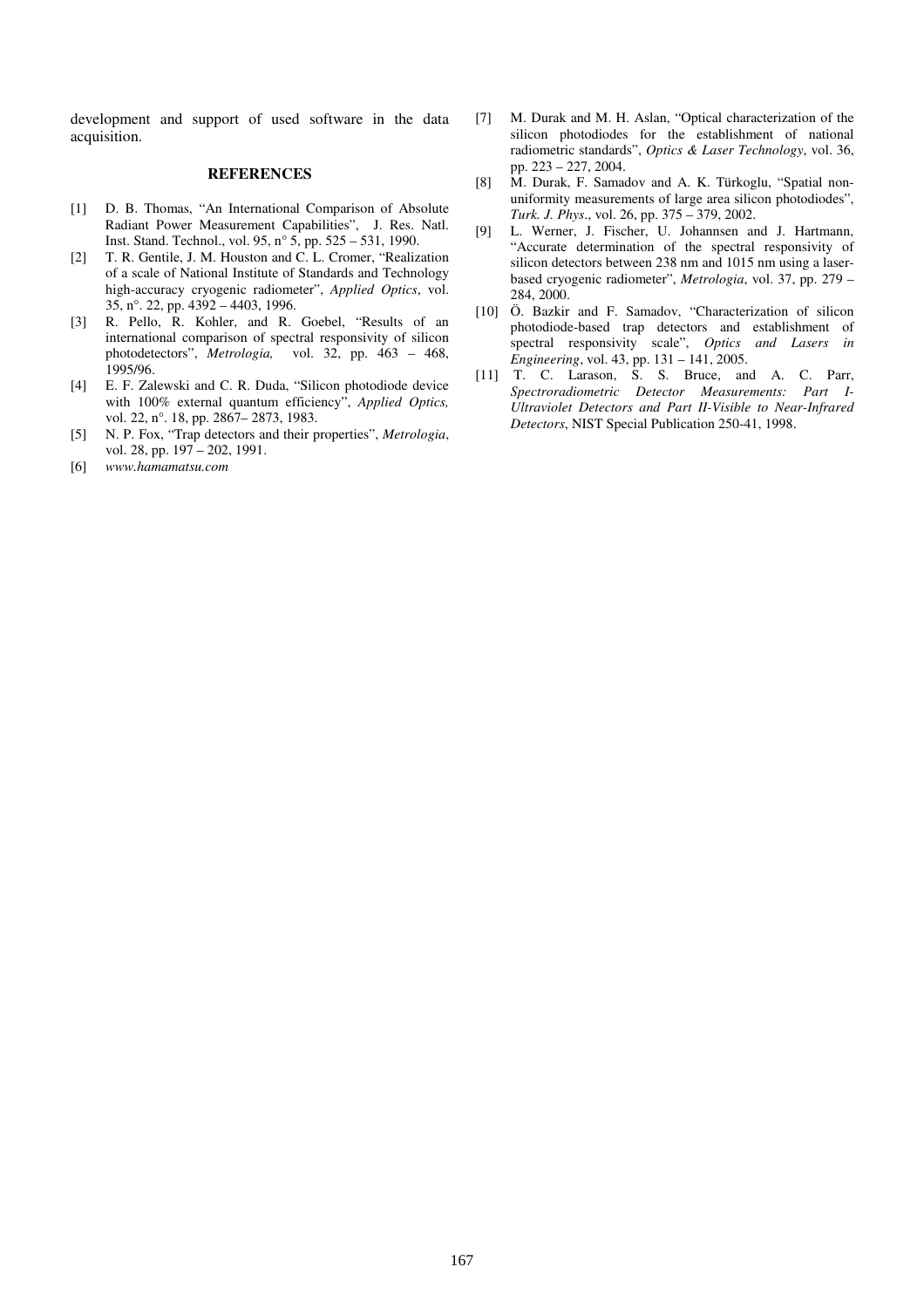development and support of used software in the data acquisition.

## REFERENCES

[1] D. B. Thomas, "An International Comparison of Absolute Radiant Power Measurement Capabilities", J. Res. Natl. Inst. Stand. Technol., vol. 95, n° 5, pp. 525 – 531, 1990.

[2] T. R. Gentile, J. M. Houston and C. L. Cromer, "Realization of a scale of National Institute of Standards and Technology high-accuracy cryogenic radiometer", *Applied Optics*, vol. 35, n°. 22, pp. 4392 – 4403, 1996.

[3] R. Pello, R. Kohler, and R. Goebel, "Results of an international comparison of spectral responsivity of silicon photodetectors", *Metrologia,* vol. 32, pp. 463 – 468, 1995/96.

[4] E. F. Zalewski and C. R. Duda, "Silicon photodiode device with 100% external quantum efficiency", *Applied Optics,* vol. 22, n°. 18, pp. 2867– 2873, 1983.

[5] N. P. Fox, "Trap detectors and their properties", *Metrologia*, vol. 28, pp. 197 – 202, 1991.

[6] *www.hamamatsu.com*

[7] M. Durak and M. H. Aslan, "Optical characterization of the silicon photodiodes for the establishment of national radiometric standards", *Optics & Laser Technology*, vol. 36, pp. 223 – 227, 2004.

[8] M. Durak, F. Samadov and A. K. Türkoglu, "Spatial non-uniformity measurements of large area silicon photodiodes", *Turk. J. Phys*., vol. 26, pp. 375 – 379, 2002.

[9] L. Werner, J. Fischer, U. Johannsen and J. Hartmann, "Accurate determination of the spectral responsivity of silicon detectors between 238 nm and 1015 nm using a laser-based cryogenic radiometer", *Metrologia*, vol. 37, pp. 279 – 284, 2000.

[10] Ö. Bazkir and F. Samadov, "Characterization of silicon photodiode-based trap detectors and establishment of spectral responsivity scale", *Optics and Lasers in Engineering*, vol. 43, pp. 131 – 141, 2005.

[11] T. C. Larason, S. S. Bruce, and A. C. Parr, *Spectroradiometric Detector Measurements: Part I-Ultraviolet Detectors and Part II-Visible to Near-Infrared Detectors*, NIST Special Publication 250-41, 1998.